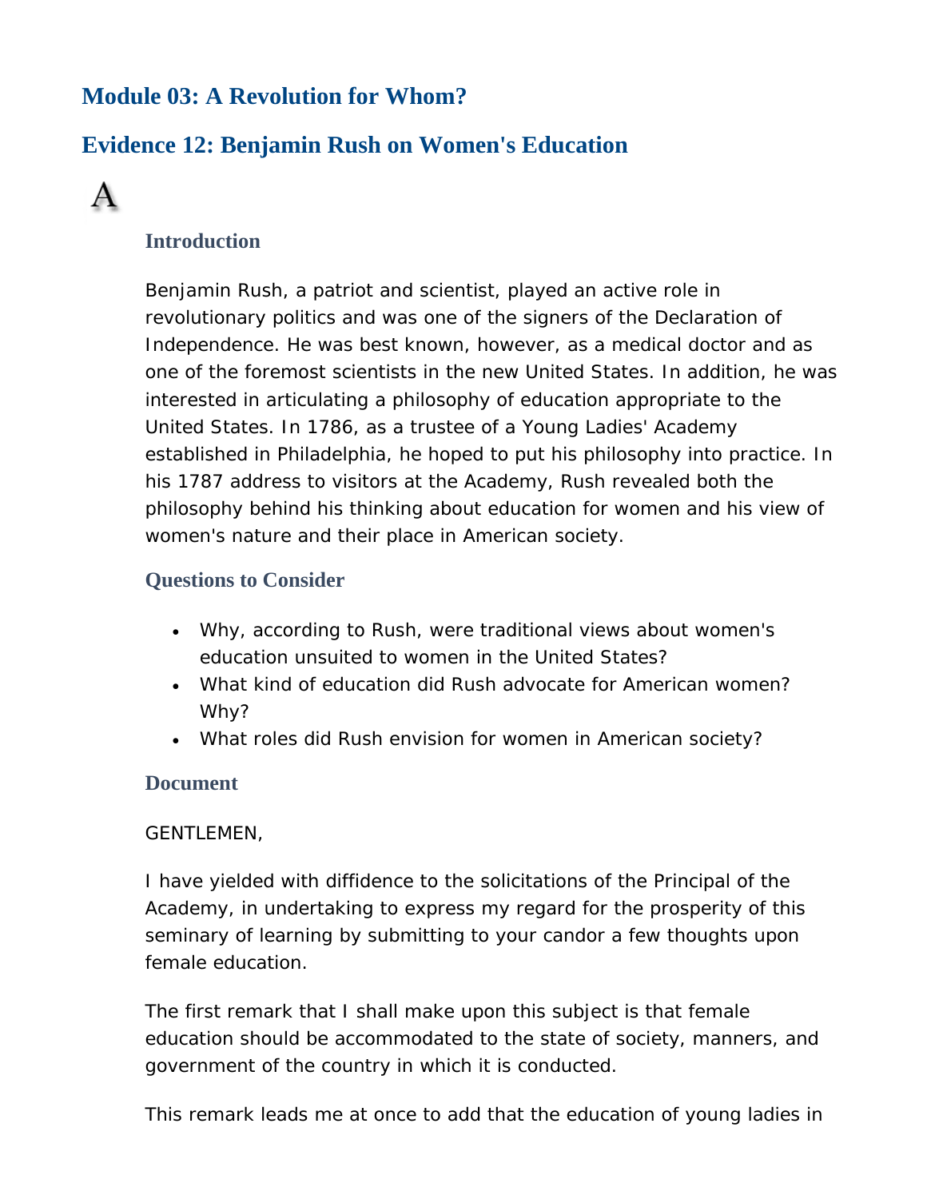# Module 03: A Revolution for Whom?

## Evidence 12: Benjamin Rush on Women's Education

A

### Introduction

Benjamin Rush, a patriot and scientist, played an active role in revolutionary politics and was one of the signers of the Declaration of Independence. He was best known, however, as a medical doctor and as one of the foremost scientists in the new United States. In addition, he was interested in articulating a philosophy of education appropriate to the United States. In 1786, as a trustee of a Young Ladies' Academy established in Philadelphia, he hoped to put his philosophy into practice. In his 1787 address to visitors at the Academy, Rush revealed both the philosophy behind his thinking about education for women and his view of women's nature and their place in American society.

### Questions to Consider

- Why, according to Rush, were traditional views about women's education unsuited to women in the United States?
- What kind of education did Rush advocate for American women? Why?
- What roles did Rush envision for women in American society?

### Document

GENTLEMEN,

I have yielded with diffidence to the solicitations of the Principal of the Academy, in undertaking to express my regard for the prosperity of this seminary of learning by submitting to your candor a few thoughts upon female education.

The first remark that I shall make upon this subject is that female education should be accommodated to the state of society, manners, and government of the country in which it is conducted.

This remark leads me at once to add that the education of young ladies in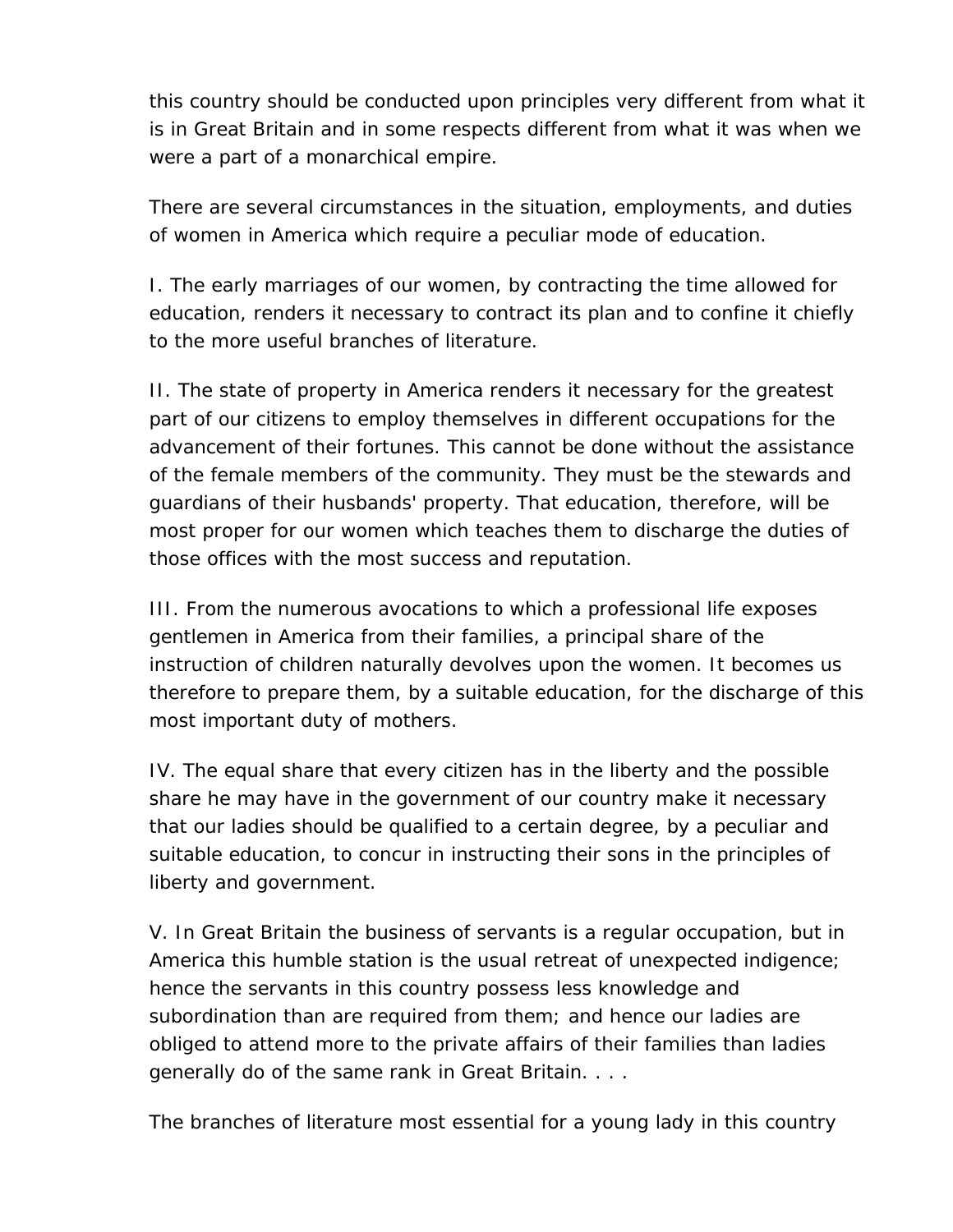this country should be conducted upon principles very different from what it is in Great Britain and in some respects different from what it was when we were a part of a monarchical empire.

There are several circumstances in the situation, employments, and duties of women in America which require a peculiar mode of education.

I. The early marriages of our women, by contracting the time allowed for education, renders it necessary to contract its plan and to confine it chiefly to the more useful branches of literature.

II. The state of property in America renders it necessary for the greatest part of our citizens to employ themselves in different occupations for the advancement of their fortunes. This cannot be done without the assistance of the female members of the community. They must be the stewards and guardians of their husbands' property. That education, therefore, will be most proper for our women which teaches them to discharge the duties of those offices with the most success and reputation.

III. From the numerous avocations to which a professional life exposes gentlemen in America from their families, a principal share of the instruction of children naturally devolves upon the women. It becomes us therefore to prepare them, by a suitable education, for the discharge of this most important duty of mothers.

IV. The equal share that every citizen has in the liberty and the possible share he may have in the government of our country make it necessary that our ladies should be qualified to a certain degree, by a peculiar and suitable education, to concur in instructing their sons in the principles of liberty and government.

V. In Great Britain the business of servants is a regular occupation, but in America this humble station is the usual retreat of unexpected indigence; hence the servants in this country possess less knowledge and subordination than are required from them; and hence our ladies are obliged to attend more to the private affairs of their families than ladies generally do of the same rank in Great Britain. . . .

The branches of literature most essential for a young lady in this country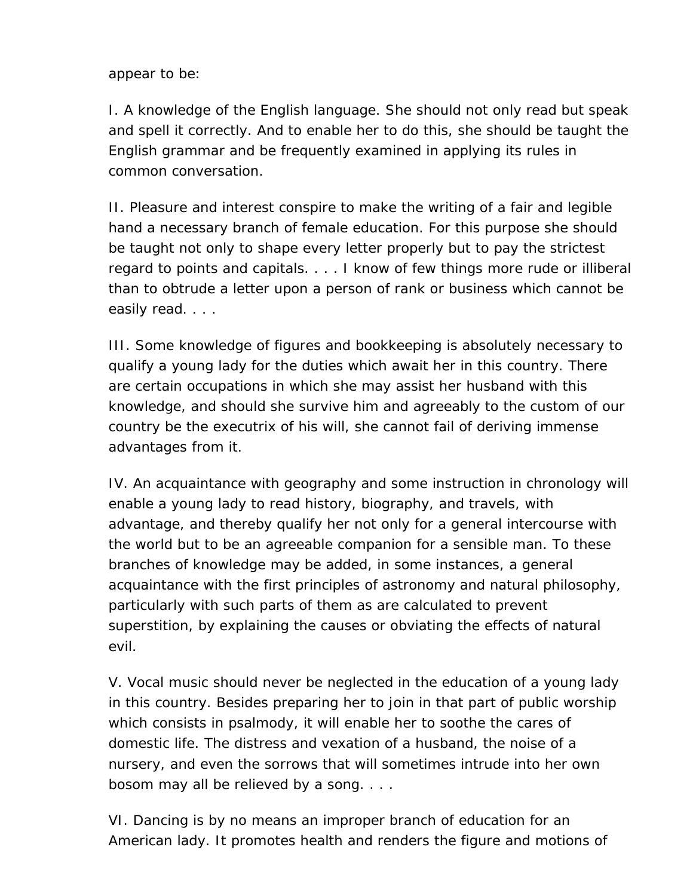appear to be:

I. A knowledge of the English language. She should not only read but speak and spell it correctly. And to enable her to do this, she should be taught the English grammar and be frequently examined in applying its rules in common conversation.

II. Pleasure and interest conspire to make the writing of a fair and legible hand a necessary branch of female education. For this purpose she should be taught not only to shape every letter properly but to pay the strictest regard to points and capitals. . . . I know of few things more rude or illiberal than to obtrude a letter upon a person of rank or business which cannot be easily read. . . .

III. Some knowledge of figures and bookkeeping is absolutely necessary to qualify a young lady for the duties which await her in this country. There are certain occupations in which she may assist her husband with this knowledge, and should she survive him and agreeably to the custom of our country be the executrix of his will, she cannot fail of deriving immense advantages from it.

IV. An acquaintance with geography and some instruction in chronology will enable a young lady to read history, biography, and travels, with advantage, and thereby qualify her not only for a general intercourse with the world but to be an agreeable companion for a sensible man. To these branches of knowledge may be added, in some instances, a general acquaintance with the first principles of astronomy and natural philosophy, particularly with such parts of them as are calculated to prevent superstition, by explaining the causes or obviating the effects of natural evil.

V. Vocal music should never be neglected in the education of a young lady in this country. Besides preparing her to join in that part of public worship which consists in psalmody, it will enable her to soothe the cares of domestic life. The distress and vexation of a husband, the noise of a nursery, and even the sorrows that will sometimes intrude into her own bosom may all be relieved by a song. . . .

VI. Dancing is by no means an improper branch of education for an American lady. It promotes health and renders the figure and motions of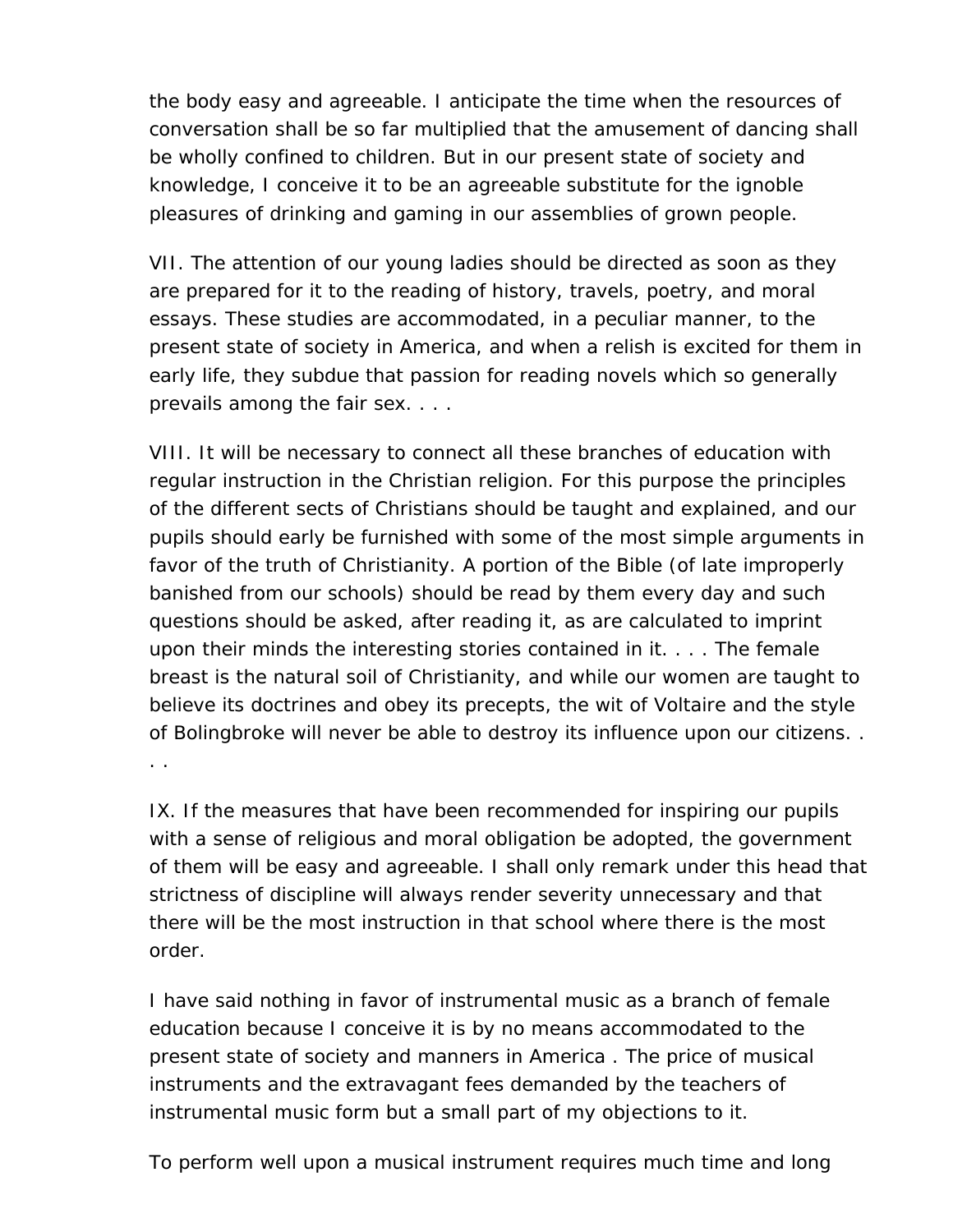the body easy and agreeable. I anticipate the time when the resources of conversation shall be so far multiplied that the amusement of dancing shall be wholly confined to children. But in our present state of society and knowledge, I conceive it to be an agreeable substitute for the ignoble pleasures of drinking and gaming in our assemblies of grown people.

VII. The attention of our young ladies should be directed as soon as they are prepared for it to the reading of history, travels, poetry, and moral essays. These studies are accommodated, in a peculiar manner, to the present state of society in America, and when a relish is excited for them in early life, they subdue that passion for reading novels which so generally prevails among the fair sex. . . .

VIII. It will be necessary to connect all these branches of education with regular instruction in the Christian religion. For this purpose the principles of the different sects of Christians should be taught and explained, and our pupils should early be furnished with some of the most simple arguments in favor of the truth of Christianity. A portion of the Bible (of late improperly banished from our schools) should be read by them every day and such questions should be asked, after reading it, as are calculated to imprint upon their minds the interesting stories contained in it. . . . The female breast is the natural soil of Christianity, and while our women are taught to believe its doctrines and obey its precepts, the wit of Voltaire and the style of Bolingbroke will never be able to destroy its influence upon our citizens. . . .

IX. If the measures that have been recommended for inspiring our pupils with a sense of religious and moral obligation be adopted, the government of them will be easy and agreeable. I shall only remark under this head that strictness of discipline will always render severity unnecessary and that there will be the most instruction in that school where there is the most order.

I have said nothing in favor of instrumental music as a branch of female education because I conceive it is by no means accommodated to the present state of society and manners in America . The price of musical instruments and the extravagant fees demanded by the teachers of instrumental music form but a small part of my objections to it.

To perform well upon a musical instrument requires much time and long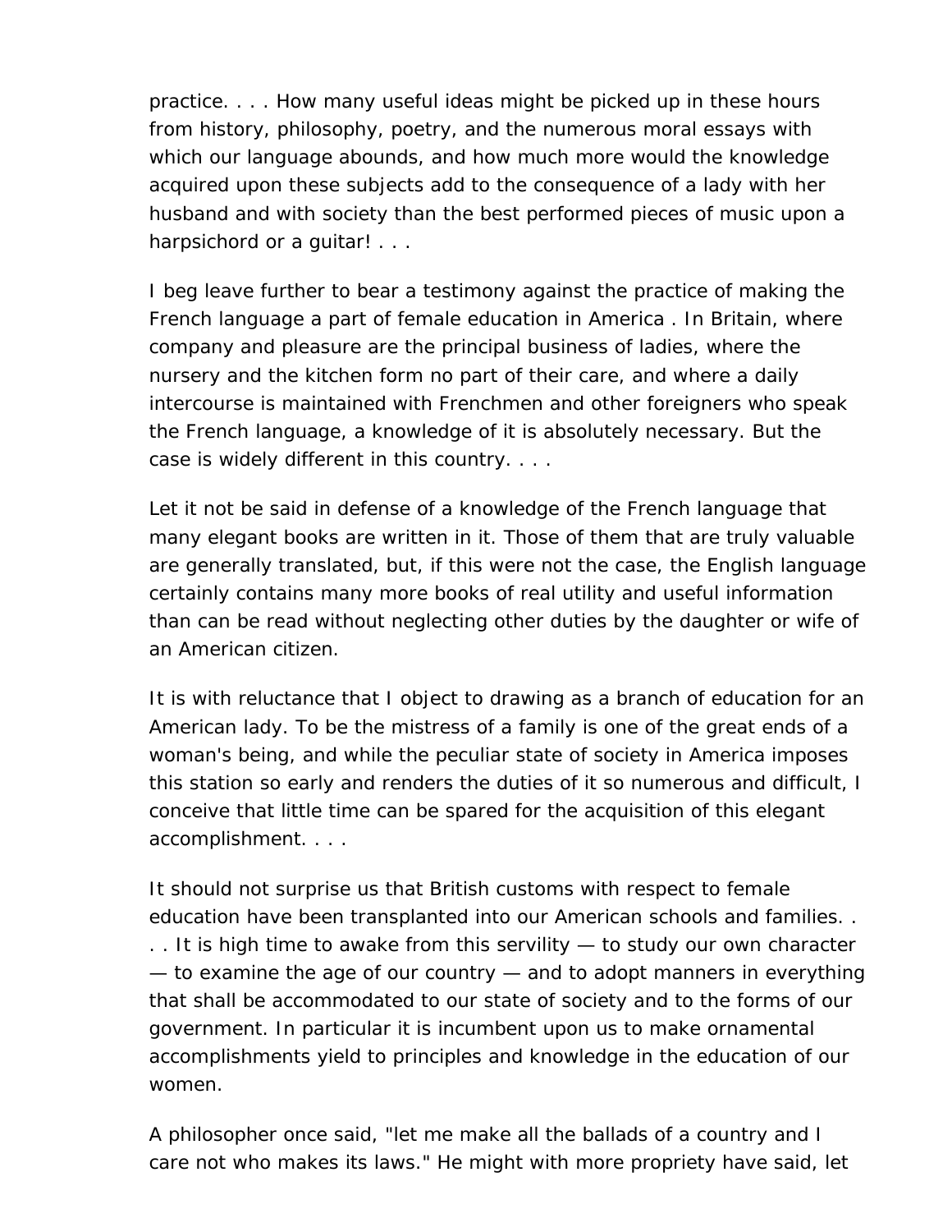practice. . . . How many useful ideas might be picked up in these hours from history, philosophy, poetry, and the numerous moral essays with which our language abounds, and how much more would the knowledge acquired upon these subjects add to the consequence of a lady with her husband and with society than the best performed pieces of music upon a harpsichord or a guitar! . . .

I beg leave further to bear a testimony against the practice of making the French language a part of female education in America . In Britain, where company and pleasure are the principal business of ladies, where the nursery and the kitchen form no part of their care, and where a daily intercourse is maintained with Frenchmen and other foreigners who speak the French language, a knowledge of it is absolutely necessary. But the case is widely different in this country. . . .

Let it not be said in defense of a knowledge of the French language that many elegant books are written in it. Those of them that are truly valuable are generally translated, but, if this were not the case, the English language certainly contains many more books of real utility and useful information than can be read without neglecting other duties by the daughter or wife of an American citizen.

It is with reluctance that I object to drawing as a branch of education for an American lady. To be the mistress of a family is one of the great ends of a woman's being, and while the peculiar state of society in America imposes this station so early and renders the duties of it so numerous and difficult, I conceive that little time can be spared for the acquisition of this elegant accomplishment. . . .

It should not surprise us that British customs with respect to female education have been transplanted into our American schools and families. . . . It is high time to awake from this servility — to study our own character — to examine the age of our country — and to adopt manners in everything that shall be accommodated to our state of society and to the forms of our government. In particular it is incumbent upon us to make ornamental accomplishments yield to principles and knowledge in the education of our women.

A philosopher once said, "let me make all the ballads of a country and I care not who makes its laws." He might with more propriety have said, let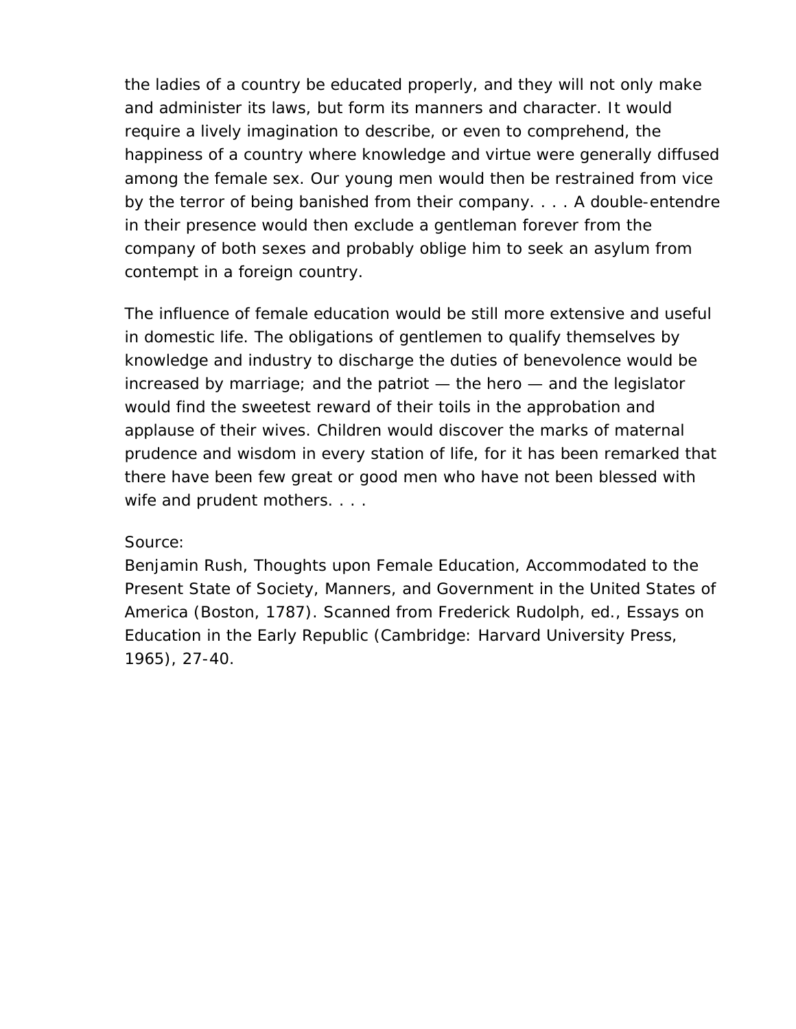the ladies of a country be educated properly, and they will not only make and administer its laws, but form its manners and character. It would require a lively imagination to describe, or even to comprehend, the happiness of a country where knowledge and virtue were generally diffused among the female sex. Our young men would then be restrained from vice by the terror of being banished from their company. . . . A double-entendre in their presence would then exclude a gentleman forever from the company of both sexes and probably oblige him to seek an asylum from contempt in a foreign country.

The influence of female education would be still more extensive and useful in domestic life. The obligations of gentlemen to qualify themselves by knowledge and industry to discharge the duties of benevolence would be increased by marriage; and the patriot — the hero — and the legislator would find the sweetest reward of their toils in the approbation and applause of their wives. Children would discover the marks of maternal prudence and wisdom in every station of life, for it has been remarked that there have been few great or good men who have not been blessed with wife and prudent mothers. . . .

Source:
Benjamin Rush, Thoughts upon Female Education, Accommodated to the Present State of Society, Manners, and Government in the United States of America (Boston, 1787). Scanned from Frederick Rudolph, ed., Essays on Education in the Early Republic (Cambridge: Harvard University Press, 1965), 27-40.